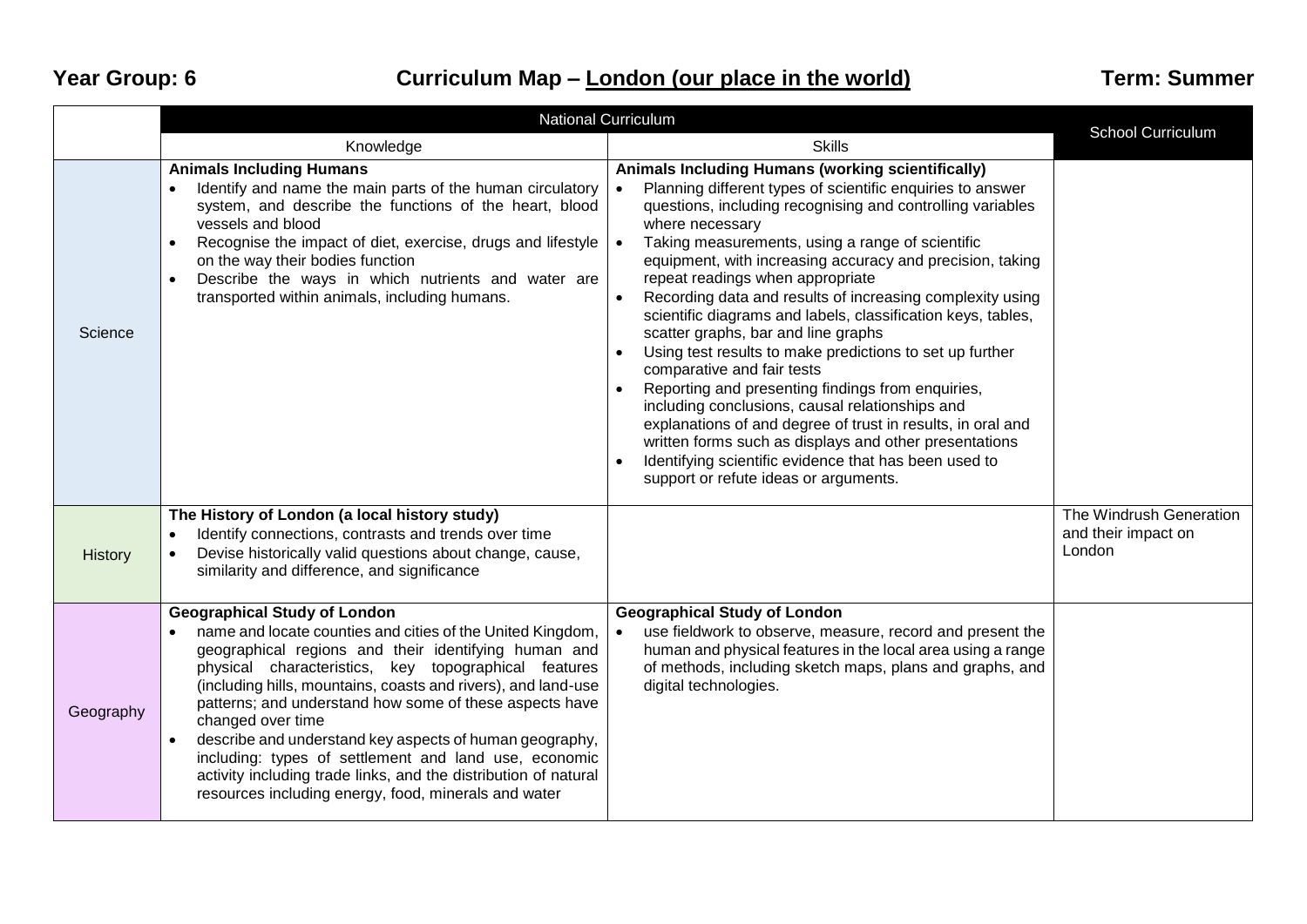**Year Group: 6** **Curriculum Map – London (our place in the world)** **Term: Summer**

| | National Curriculum | | School Curriculum |
|---|---|---|---|
| | Knowledge | Skills | |
| Science | **Animals Including Humans**<br>• Identify and name the main parts of the human circulatory system, and describe the functions of the heart, blood vessels and blood<br>• Recognise the impact of diet, exercise, drugs and lifestyle on the way their bodies function<br>• Describe the ways in which nutrients and water are transported within animals, including humans. | **Animals Including Humans (working scientifically)**<br>• Planning different types of scientific enquiries to answer questions, including recognising and controlling variables where necessary<br>• Taking measurements, using a range of scientific equipment, with increasing accuracy and precision, taking repeat readings when appropriate<br>• Recording data and results of increasing complexity using scientific diagrams and labels, classification keys, tables, scatter graphs, bar and line graphs<br>• Using test results to make predictions to set up further comparative and fair tests<br>• Reporting and presenting findings from enquiries, including conclusions, causal relationships and explanations of and degree of trust in results, in oral and written forms such as displays and other presentations<br>• Identifying scientific evidence that has been used to support or refute ideas or arguments. | |
| History | **The History of London (a local history study)**<br>• Identify connections, contrasts and trends over time<br>• Devise historically valid questions about change, cause, similarity and difference, and significance | | The Windrush Generation and their impact on London |
| Geography | **Geographical Study of London**<br>• name and locate counties and cities of the United Kingdom, geographical regions and their identifying human and physical characteristics, key topographical features (including hills, mountains, coasts and rivers), and land-use patterns; and understand how some of these aspects have changed over time<br>• describe and understand key aspects of human geography, including: types of settlement and land use, economic activity including trade links, and the distribution of natural resources including energy, food, minerals and water | **Geographical Study of London**<br>• use fieldwork to observe, measure, record and present the human and physical features in the local area using a range of methods, including sketch maps, plans and graphs, and digital technologies. | |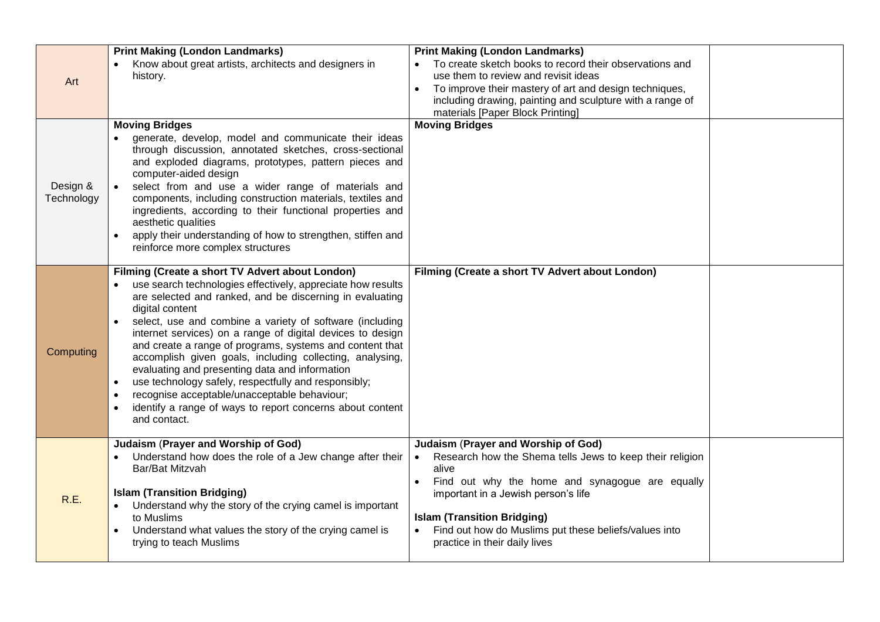| | | | |
|---|---|---|---|
| Art | **Print Making (London Landmarks)**<br>• Know about great artists, architects and designers in history. | **Print Making (London Landmarks)**<br>• To create sketch books to record their observations and use them to review and revisit ideas<br>• To improve their mastery of art and design techniques, including drawing, painting and sculpture with a range of materials [Paper Block Printing] | |
| Design & Technology | **Moving Bridges**<br>• generate, develop, model and communicate their ideas through discussion, annotated sketches, cross-sectional and exploded diagrams, prototypes, pattern pieces and computer-aided design<br>• select from and use a wider range of materials and components, including construction materials, textiles and ingredients, according to their functional properties and aesthetic qualities<br>• apply their understanding of how to strengthen, stiffen and reinforce more complex structures | **Moving Bridges** | |
| Computing | **Filming (Create a short TV Advert about London)**<br>• use search technologies effectively, appreciate how results are selected and ranked, and be discerning in evaluating digital content<br>• select, use and combine a variety of software (including internet services) on a range of digital devices to design and create a range of programs, systems and content that accomplish given goals, including collecting, analysing, evaluating and presenting data and information<br>• use technology safely, respectfully and responsibly;<br>• recognise acceptable/unacceptable behaviour;<br>• identify a range of ways to report concerns about content and contact. | **Filming (Create a short TV Advert about London)** | |
| R.E. | **Judaism (Prayer and Worship of God)**<br>• Understand how does the role of a Jew change after their Bar/Bat Mitzvah<br><br>**Islam (Transition Bridging)**<br>• Understand why the story of the crying camel is important to Muslims<br>• Understand what values the story of the crying camel is trying to teach Muslims | **Judaism (Prayer and Worship of God)**<br>• Research how the Shema tells Jews to keep their religion alive<br>• Find out why the home and synagogue are equally important in a Jewish person's life<br><br>**Islam (Transition Bridging)**<br>• Find out how do Muslims put these beliefs/values into practice in their daily lives | |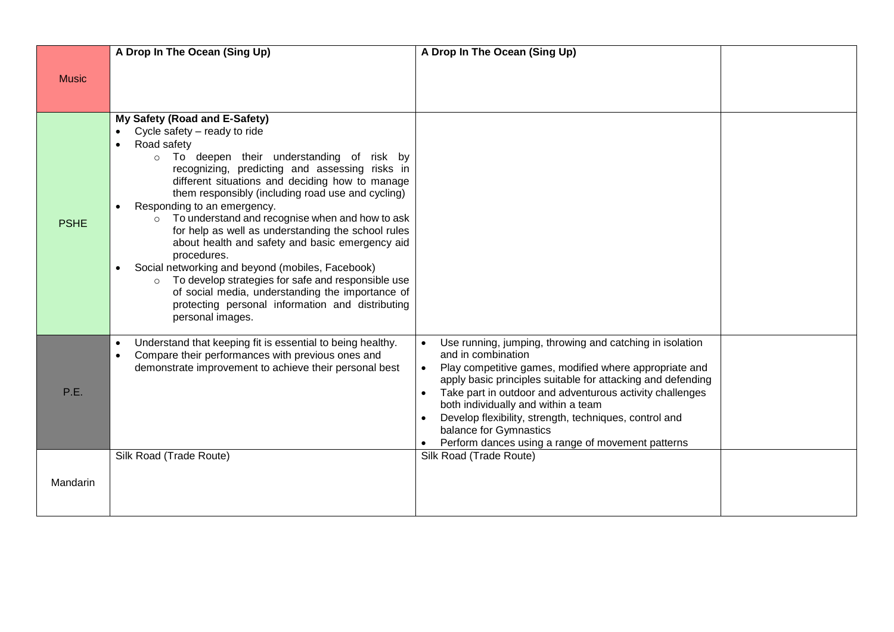| | | | |
|---|---|---|---|
| Music | **A Drop In The Ocean (Sing Up)** | **A Drop In The Ocean (Sing Up)** | |
| PSHE | **My Safety (Road and E-Safety)**<br>• Cycle safety – ready to ride<br>• Road safety<br>  ○ To deepen their understanding of risk by recognizing, predicting and assessing risks in different situations and deciding how to manage them responsibly (including road use and cycling)<br>• Responding to an emergency.<br>  ○ To understand and recognise when and how to ask for help as well as understanding the school rules about health and safety and basic emergency aid procedures.<br>• Social networking and beyond (mobiles, Facebook)<br>  ○ To develop strategies for safe and responsible use of social media, understanding the importance of protecting personal information and distributing personal images. | | |
| P.E. | • Understand that keeping fit is essential to being healthy.<br>• Compare their performances with previous ones and demonstrate improvement to achieve their personal best | • Use running, jumping, throwing and catching in isolation and in combination<br>• Play competitive games, modified where appropriate and apply basic principles suitable for attacking and defending<br>• Take part in outdoor and adventurous activity challenges both individually and within a team<br>• Develop flexibility, strength, techniques, control and balance for Gymnastics<br>• Perform dances using a range of movement patterns | |
| Mandarin | Silk Road (Trade Route) | Silk Road (Trade Route) | |